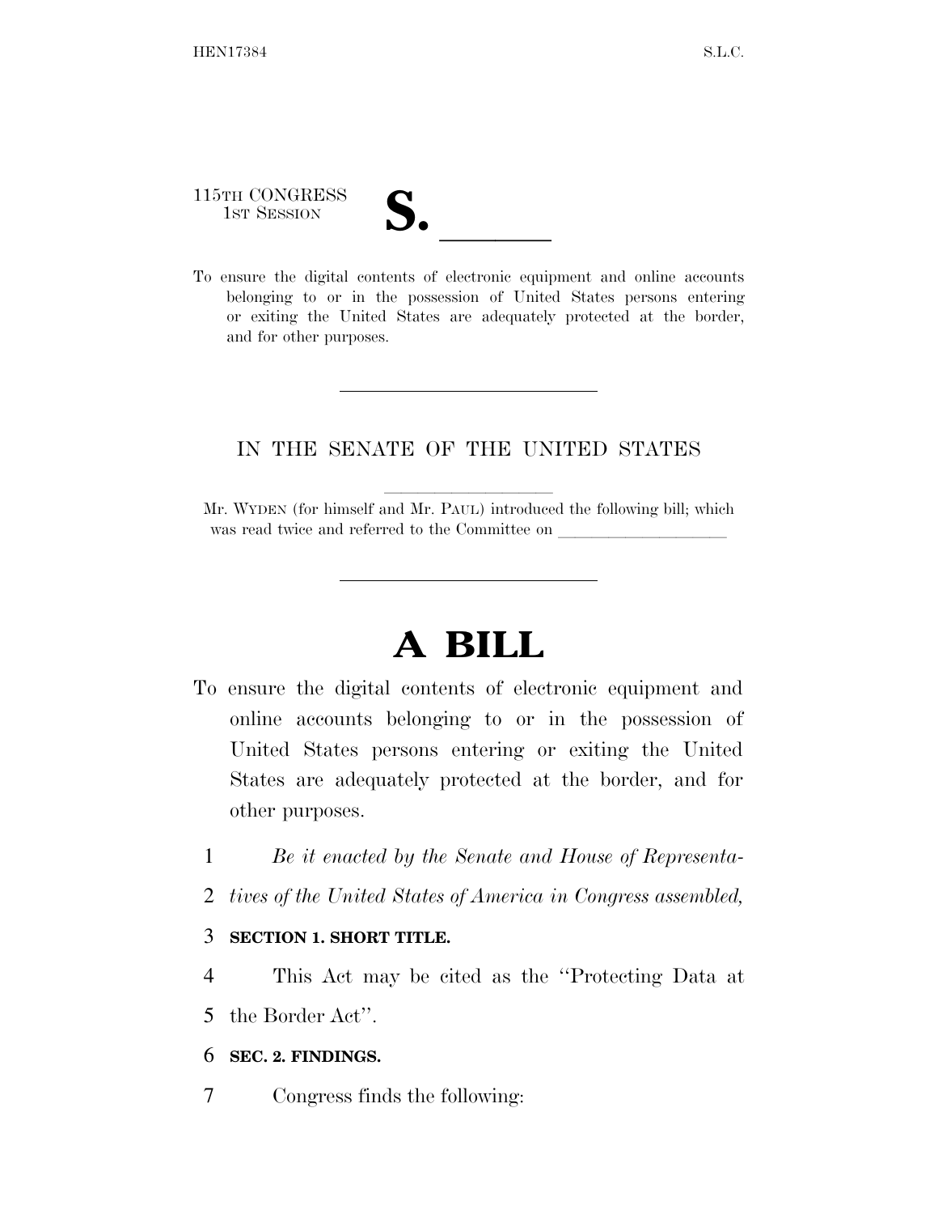115TH CONGRESS
1ST SESSION

# S. ______

To ensure the digital contents of electronic equipment and online accounts belonging to or in the possession of United States persons entering or exiting the United States are adequately protected at the border, and for other purposes.

---

IN THE SENATE OF THE UNITED STATES

Mr. WYDEN (for himself and Mr. PAUL) introduced the following bill; which was read twice and referred to the Committee on ____________________

---

# A BILL

To ensure the digital contents of electronic equipment and online accounts belonging to or in the possession of United States persons entering or exiting the United States are adequately protected at the border, and for other purposes.

1 *Be it enacted by the Senate and House of Representa-*
2 *tives of the United States of America in Congress assembled,*

3 **SECTION 1. SHORT TITLE.**

4 This Act may be cited as the "Protecting Data at
5 the Border Act".

6 **SEC. 2. FINDINGS.**

7 Congress finds the following: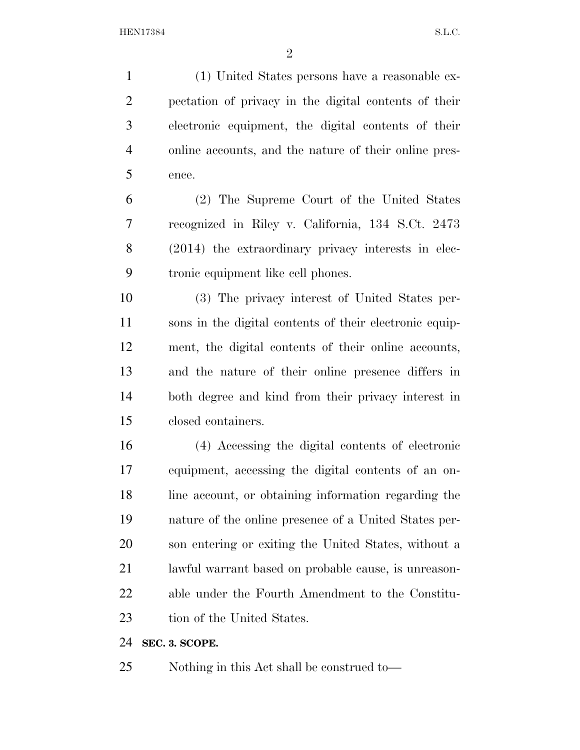(1) United States persons have a reasonable expectation of privacy in the digital contents of their electronic equipment, the digital contents of their online accounts, and the nature of their online presence.

(2) The Supreme Court of the United States recognized in Riley v. California, 134 S.Ct. 2473 (2014) the extraordinary privacy interests in electronic equipment like cell phones.

(3) The privacy interest of United States persons in the digital contents of their electronic equipment, the digital contents of their online accounts, and the nature of their online presence differs in both degree and kind from their privacy interest in closed containers.

(4) Accessing the digital contents of electronic equipment, accessing the digital contents of an online account, or obtaining information regarding the nature of the online presence of a United States person entering or exiting the United States, without a lawful warrant based on probable cause, is unreasonable under the Fourth Amendment to the Constitution of the United States.

**SEC. 3. SCOPE.**

Nothing in this Act shall be construed to—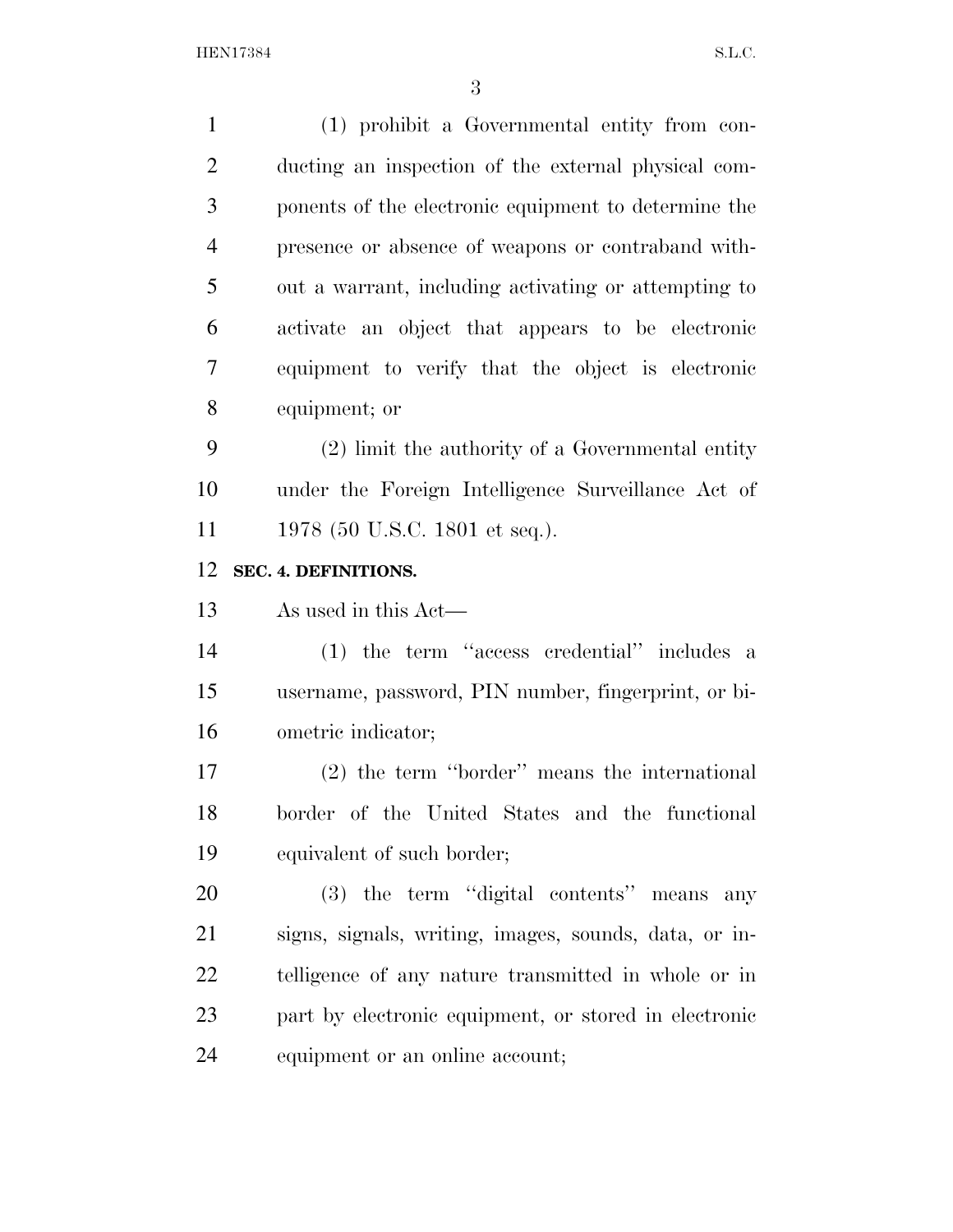(1) prohibit a Governmental entity from conducting an inspection of the external physical components of the electronic equipment to determine the presence or absence of weapons or contraband without a warrant, including activating or attempting to activate an object that appears to be electronic equipment to verify that the object is electronic equipment; or

(2) limit the authority of a Governmental entity under the Foreign Intelligence Surveillance Act of 1978 (50 U.S.C. 1801 et seq.).

**SEC. 4. DEFINITIONS.**

As used in this Act—

(1) the term "access credential" includes a username, password, PIN number, fingerprint, or biometric indicator;

(2) the term "border" means the international border of the United States and the functional equivalent of such border;

(3) the term "digital contents" means any signs, signals, writing, images, sounds, data, or intelligence of any nature transmitted in whole or in part by electronic equipment, or stored in electronic equipment or an online account;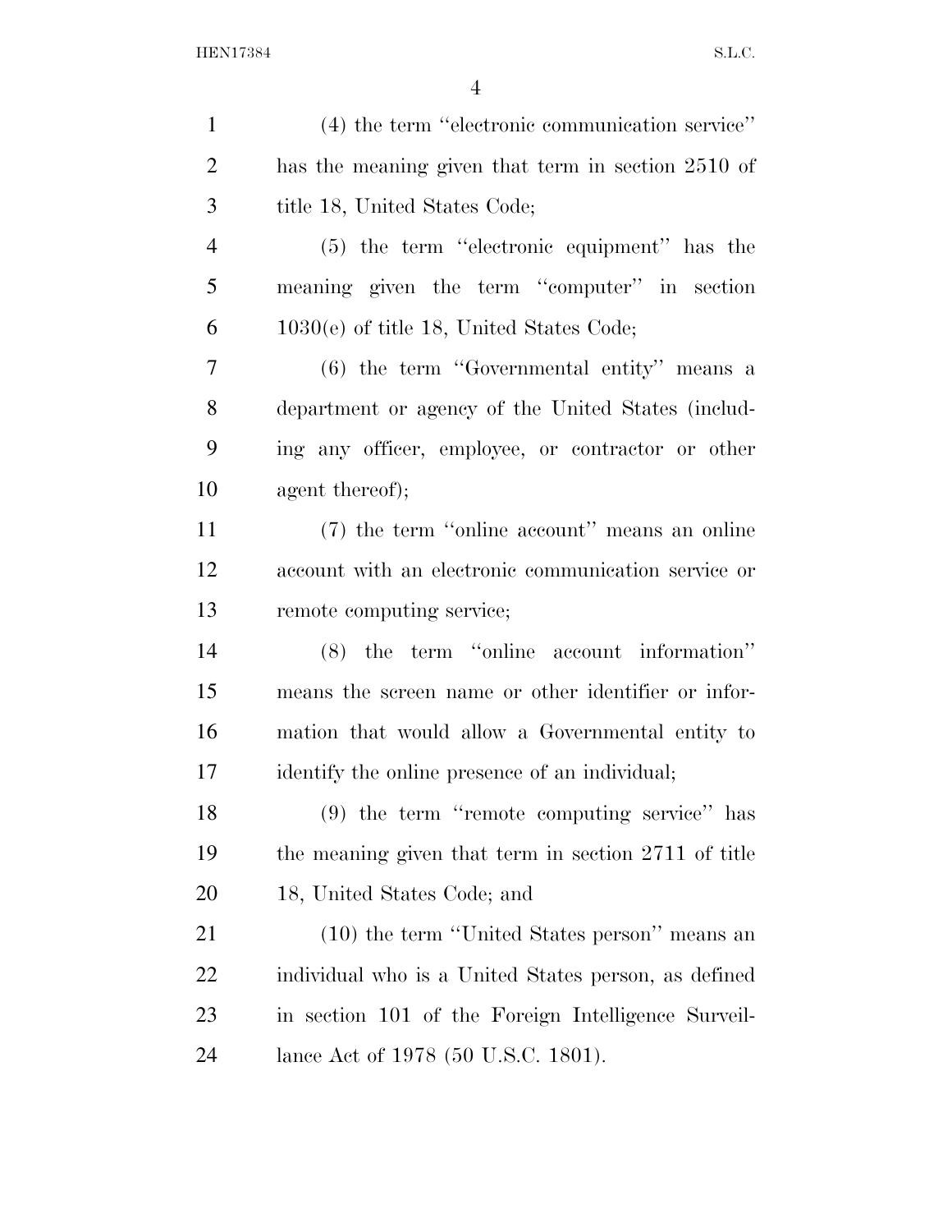(4) the term "electronic communication service" has the meaning given that term in section 2510 of title 18, United States Code;

(5) the term "electronic equipment" has the meaning given the term "computer" in section 1030(e) of title 18, United States Code;

(6) the term "Governmental entity" means a department or agency of the United States (including any officer, employee, or contractor or other agent thereof);

(7) the term "online account" means an online account with an electronic communication service or remote computing service;

(8) the term "online account information" means the screen name or other identifier or information that would allow a Governmental entity to identify the online presence of an individual;

(9) the term "remote computing service" has the meaning given that term in section 2711 of title 18, United States Code; and

(10) the term "United States person" means an individual who is a United States person, as defined in section 101 of the Foreign Intelligence Surveillance Act of 1978 (50 U.S.C. 1801).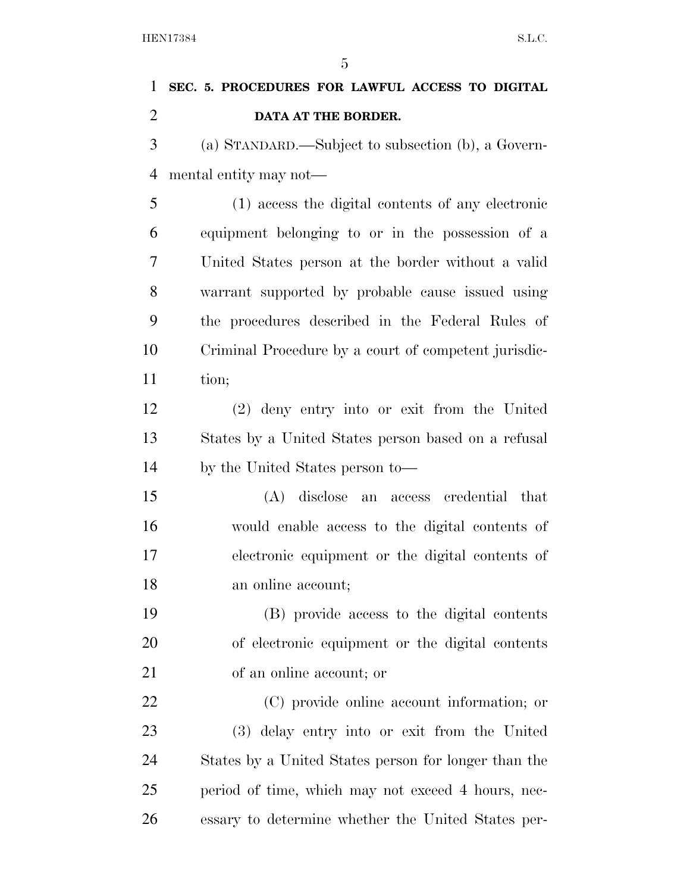**SEC. 5. PROCEDURES FOR LAWFUL ACCESS TO DIGITAL DATA AT THE BORDER.**

(a) STANDARD.—Subject to subsection (b), a Governmental entity may not—

(1) access the digital contents of any electronic equipment belonging to or in the possession of a United States person at the border without a valid warrant supported by probable cause issued using the procedures described in the Federal Rules of Criminal Procedure by a court of competent jurisdiction;

(2) deny entry into or exit from the United States by a United States person based on a refusal by the United States person to—

(A) disclose an access credential that would enable access to the digital contents of electronic equipment or the digital contents of an online account;

(B) provide access to the digital contents of electronic equipment or the digital contents of an online account; or

(C) provide online account information; or

(3) delay entry into or exit from the United States by a United States person for longer than the period of time, which may not exceed 4 hours, necessary to determine whether the United States per-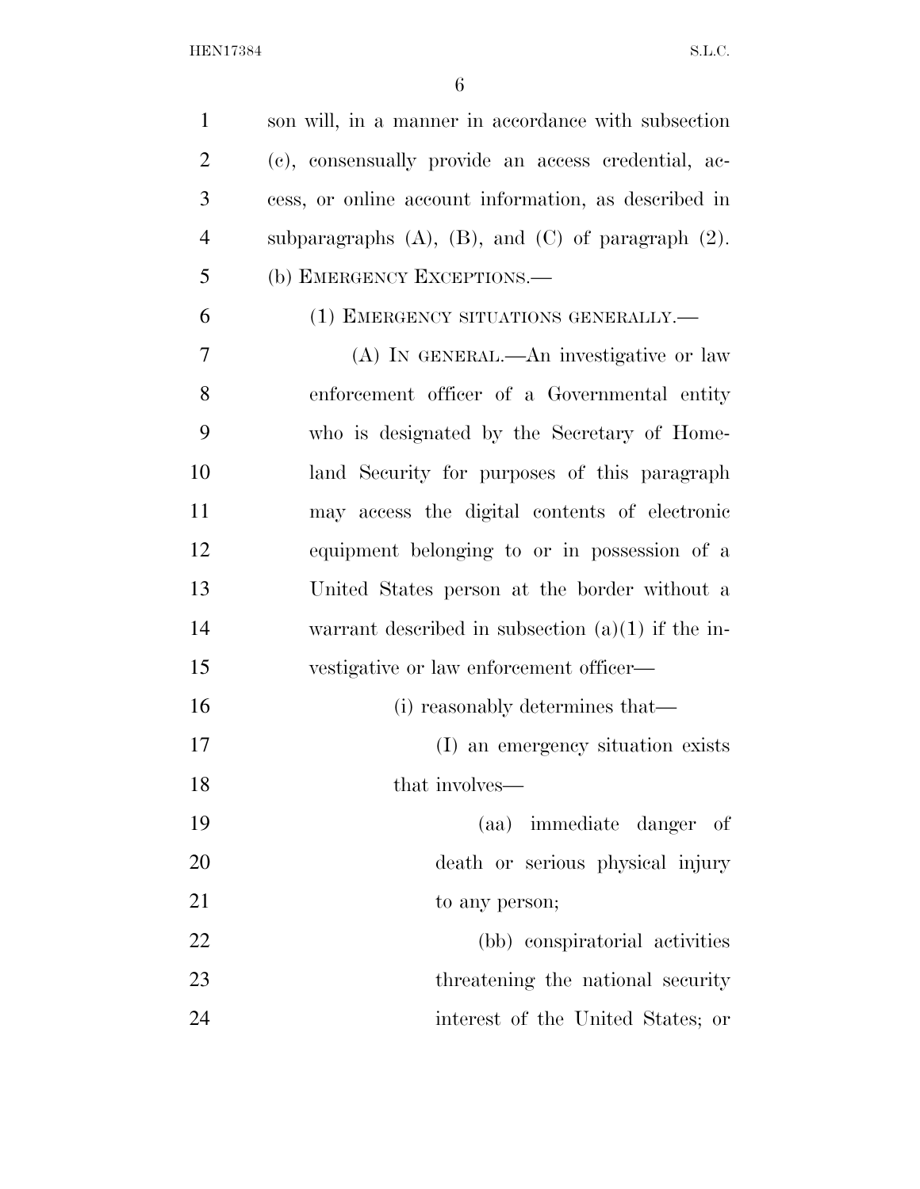son will, in a manner in accordance with subsection (c), consensually provide an access credential, access, or online account information, as described in subparagraphs (A), (B), and (C) of paragraph (2).

(b) EMERGENCY EXCEPTIONS.—

(1) EMERGENCY SITUATIONS GENERALLY.—

(A) IN GENERAL.—An investigative or law enforcement officer of a Governmental entity who is designated by the Secretary of Homeland Security for purposes of this paragraph may access the digital contents of electronic equipment belonging to or in possession of a United States person at the border without a warrant described in subsection (a)(1) if the investigative or law enforcement officer—

(i) reasonably determines that—

(I) an emergency situation exists that involves—

(aa) immediate danger of death or serious physical injury to any person;

(bb) conspiratorial activities threatening the national security interest of the United States; or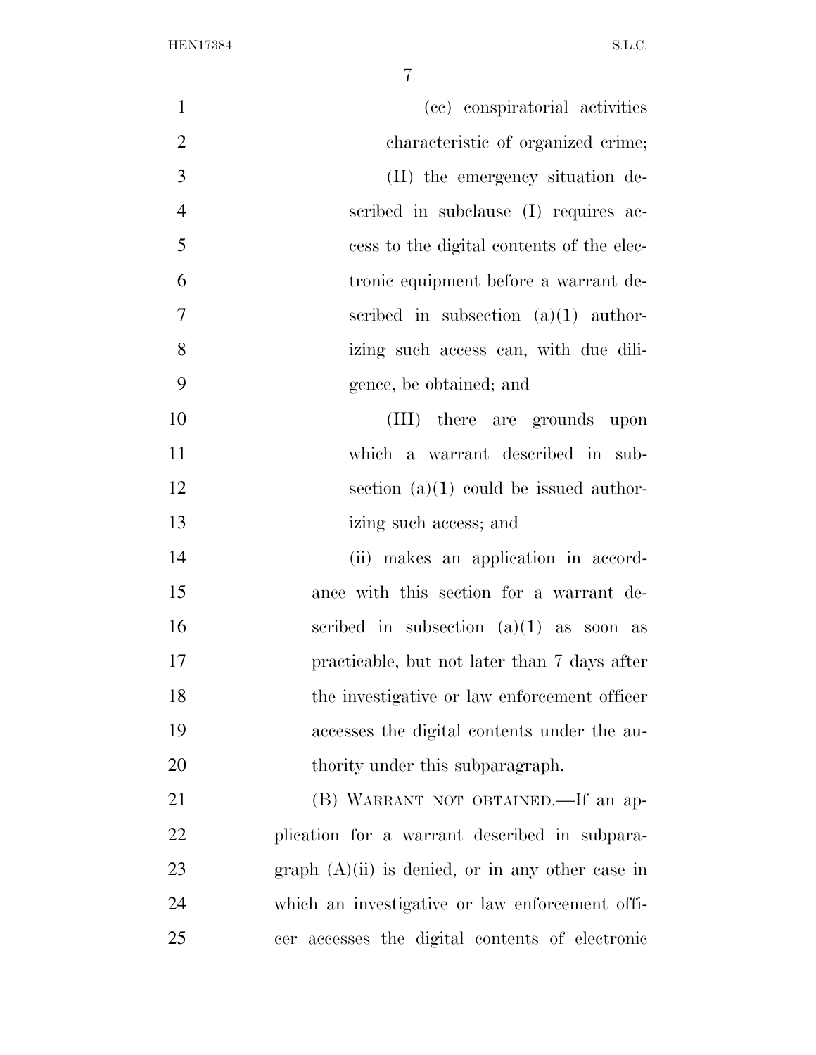(cc) conspiratorial activities characteristic of organized crime;

(II) the emergency situation described in subclause (I) requires access to the digital contents of the electronic equipment before a warrant described in subsection (a)(1) authorizing such access can, with due diligence, be obtained; and

(III) there are grounds upon which a warrant described in subsection (a)(1) could be issued authorizing such access; and

(ii) makes an application in accordance with this section for a warrant described in subsection (a)(1) as soon as practicable, but not later than 7 days after the investigative or law enforcement officer accesses the digital contents under the authority under this subparagraph.

(B) WARRANT NOT OBTAINED.—If an application for a warrant described in subparagraph (A)(ii) is denied, or in any other case in which an investigative or law enforcement officer accesses the digital contents of electronic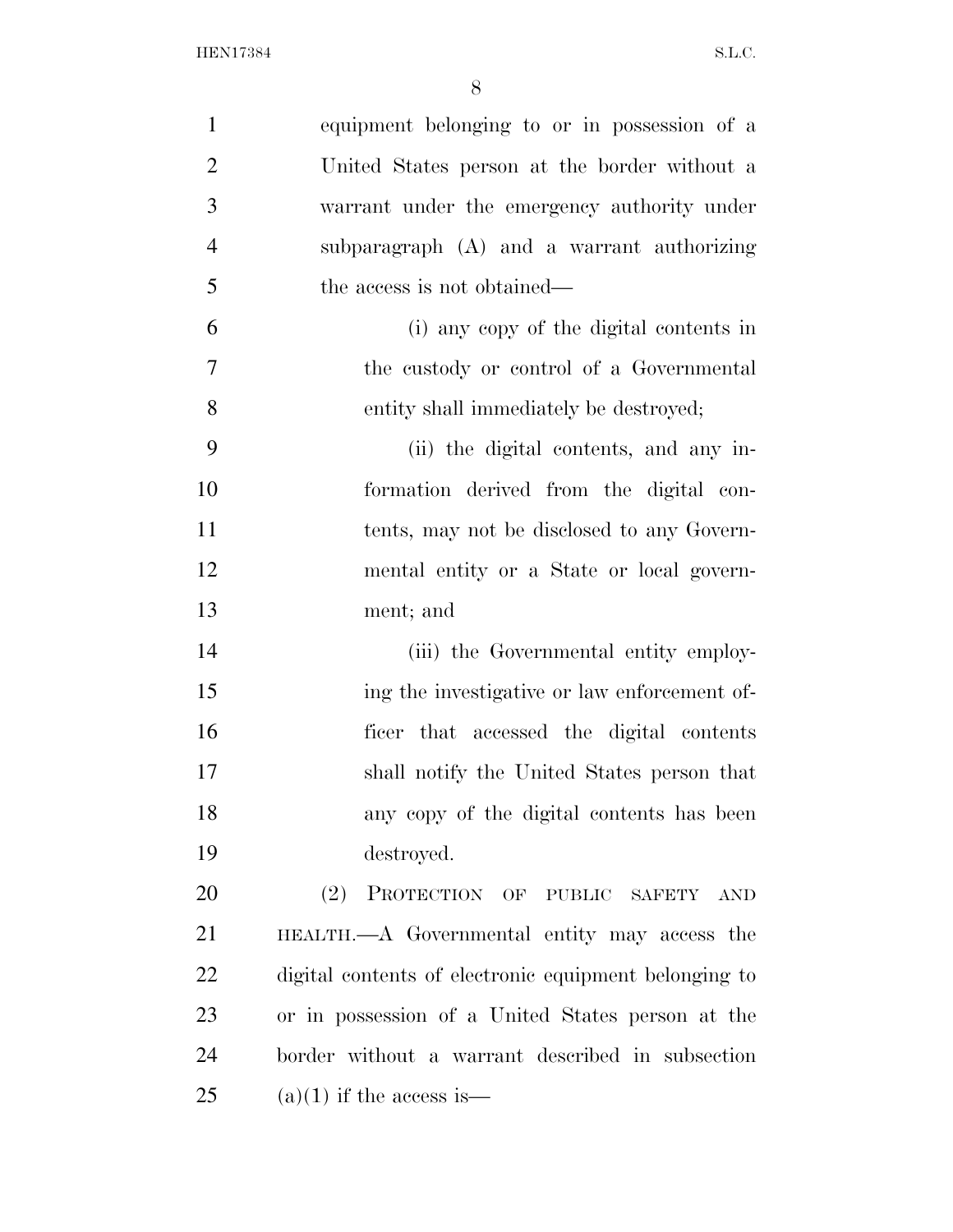equipment belonging to or in possession of a United States person at the border without a warrant under the emergency authority under subparagraph (A) and a warrant authorizing the access is not obtained—

(i) any copy of the digital contents in the custody or control of a Governmental entity shall immediately be destroyed;

(ii) the digital contents, and any information derived from the digital contents, may not be disclosed to any Governmental entity or a State or local government; and

(iii) the Governmental entity employing the investigative or law enforcement officer that accessed the digital contents shall notify the United States person that any copy of the digital contents has been destroyed.

(2) PROTECTION OF PUBLIC SAFETY AND HEALTH.—A Governmental entity may access the digital contents of electronic equipment belonging to or in possession of a United States person at the border without a warrant described in subsection (a)(1) if the access is—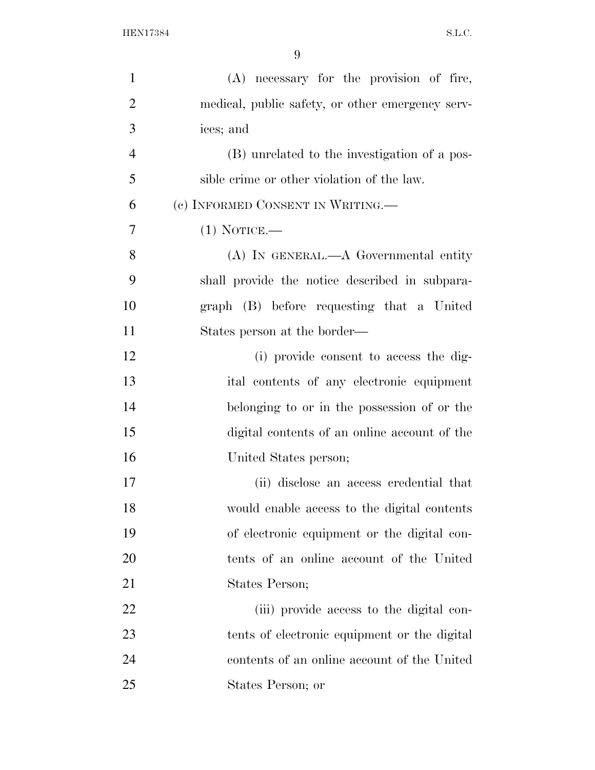(A) necessary for the provision of fire, medical, public safety, or other emergency services; and

(B) unrelated to the investigation of a possible crime or other violation of the law.

(c) INFORMED CONSENT IN WRITING.—

(1) NOTICE.—

(A) IN GENERAL.—A Governmental entity shall provide the notice described in subparagraph (B) before requesting that a United States person at the border—

(i) provide consent to access the digital contents of any electronic equipment belonging to or in the possession of or the digital contents of an online account of the United States person;

(ii) disclose an access credential that would enable access to the digital contents of electronic equipment or the digital contents of an online account of the United States Person;

(iii) provide access to the digital contents of electronic equipment or the digital contents of an online account of the United States Person; or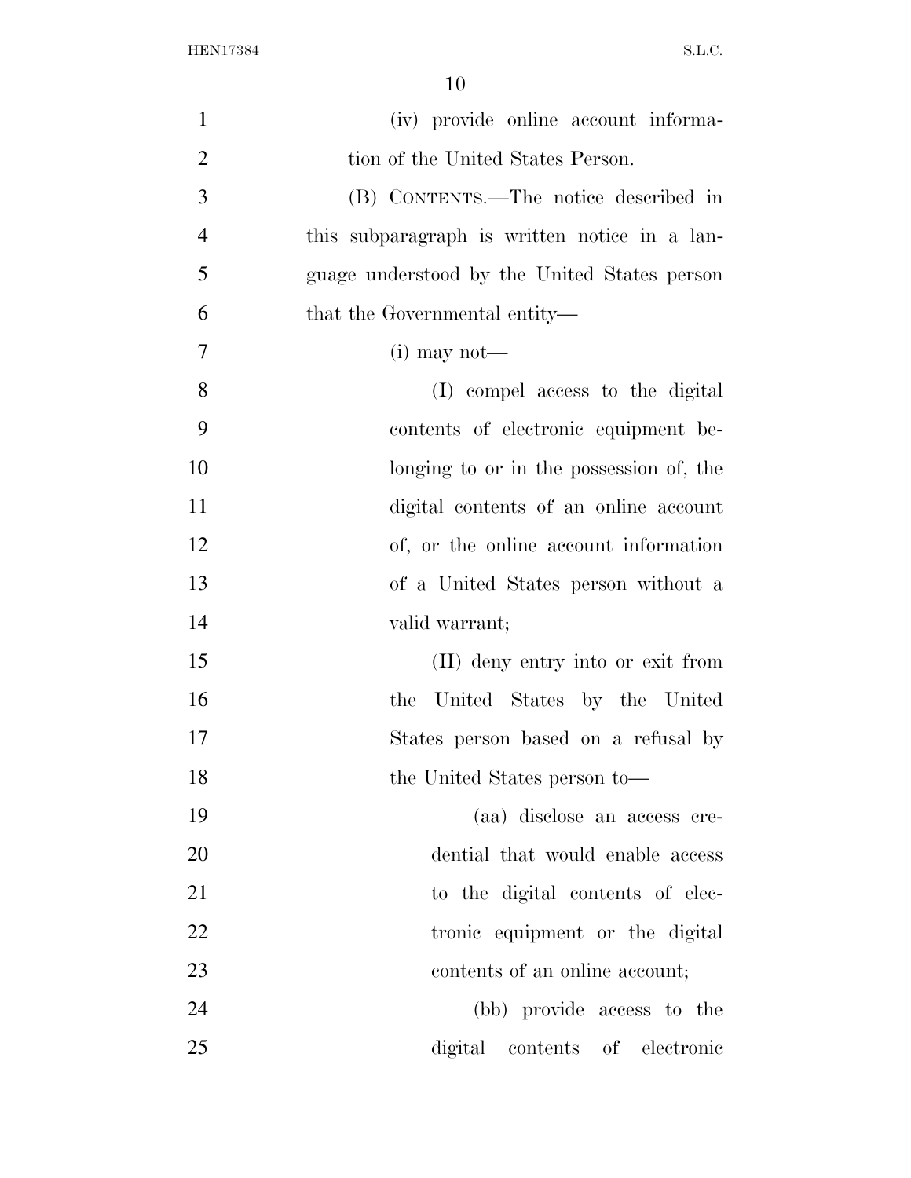(iv) provide online account information of the United States Person.

(B) CONTENTS.—The notice described in this subparagraph is written notice in a language understood by the United States person that the Governmental entity—

(i) may not—

(I) compel access to the digital contents of electronic equipment belonging to or in the possession of, the digital contents of an online account of, or the online account information of a United States person without a valid warrant;

(II) deny entry into or exit from the United States by the United States person based on a refusal by the United States person to—

(aa) disclose an access credential that would enable access to the digital contents of electronic equipment or the digital contents of an online account;

(bb) provide access to the digital contents of electronic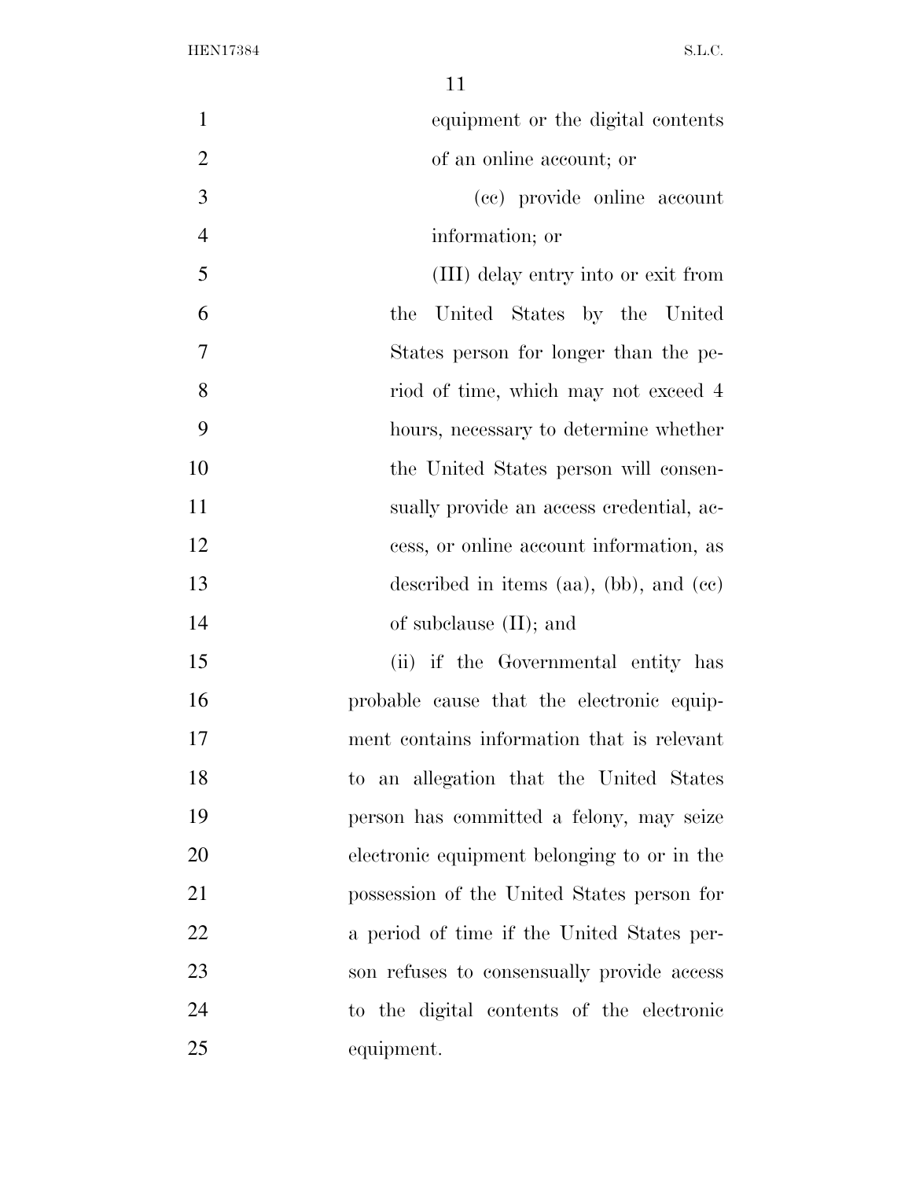equipment or the digital contents of an online account; or

(cc) provide online account information; or

(III) delay entry into or exit from the United States by the United States person for longer than the period of time, which may not exceed 4 hours, necessary to determine whether the United States person will consensually provide an access credential, access, or online account information, as described in items (aa), (bb), and (cc) of subclause (II); and

(ii) if the Governmental entity has probable cause that the electronic equipment contains information that is relevant to an allegation that the United States person has committed a felony, may seize electronic equipment belonging to or in the possession of the United States person for a period of time if the United States person refuses to consensually provide access to the digital contents of the electronic equipment.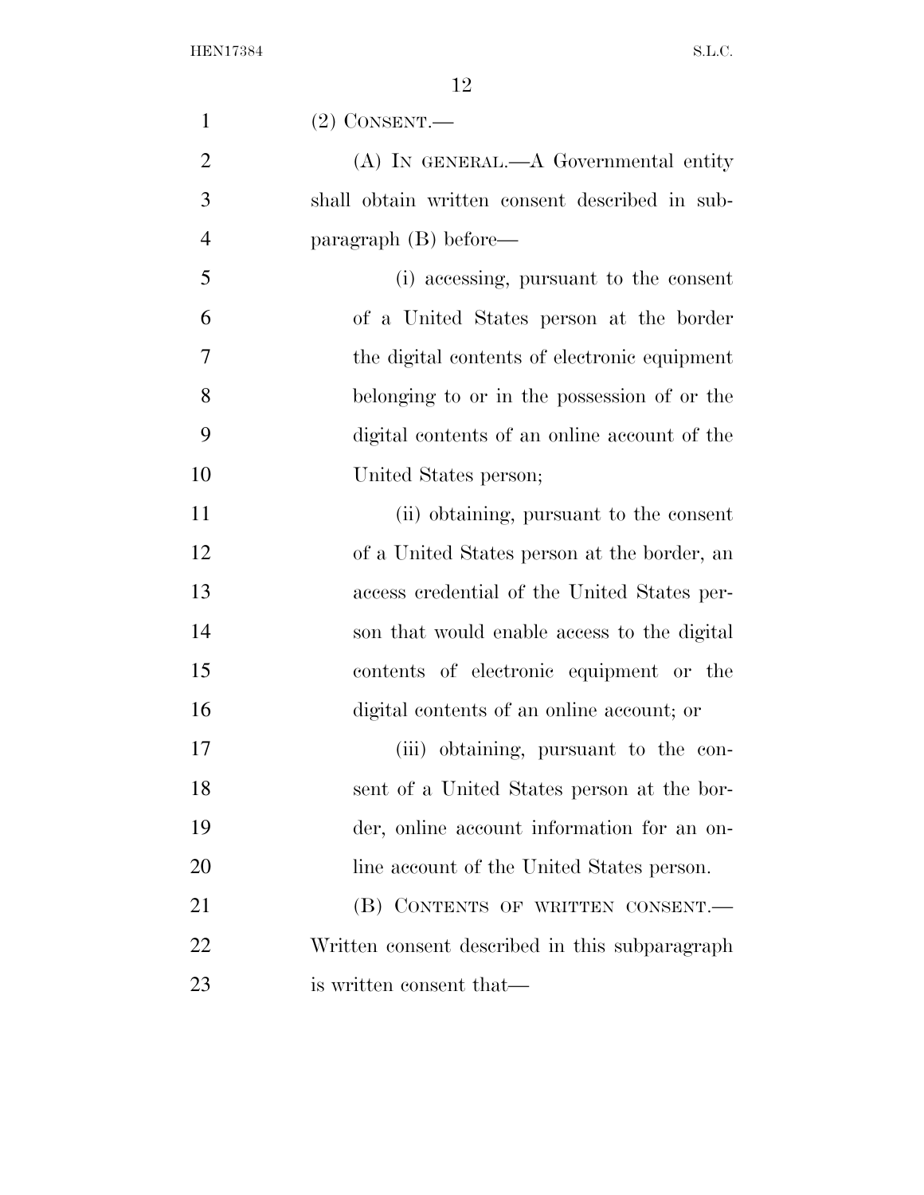(2) CONSENT.—

(A) IN GENERAL.—A Governmental entity shall obtain written consent described in subparagraph (B) before—

(i) accessing, pursuant to the consent of a United States person at the border the digital contents of electronic equipment belonging to or in the possession of or the digital contents of an online account of the United States person;

(ii) obtaining, pursuant to the consent of a United States person at the border, an access credential of the United States person that would enable access to the digital contents of electronic equipment or the digital contents of an online account; or

(iii) obtaining, pursuant to the consent of a United States person at the border, online account information for an online account of the United States person.

(B) CONTENTS OF WRITTEN CONSENT.—Written consent described in this subparagraph is written consent that—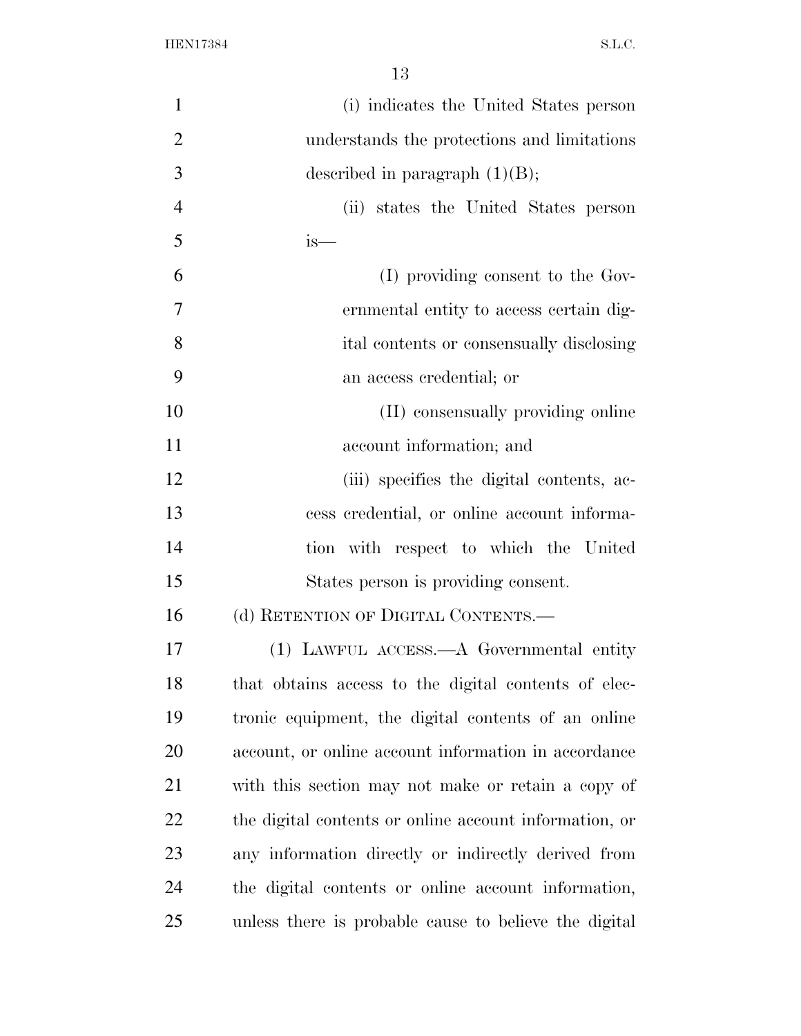(i) indicates the United States person understands the protections and limitations described in paragraph (1)(B);

(ii) states the United States person is—

(I) providing consent to the Governmental entity to access certain digital contents or consensually disclosing an access credential; or

(II) consensually providing online account information; and

(iii) specifies the digital contents, access credential, or online account information with respect to which the United States person is providing consent.

(d) RETENTION OF DIGITAL CONTENTS.—

(1) LAWFUL ACCESS.—A Governmental entity that obtains access to the digital contents of electronic equipment, the digital contents of an online account, or online account information in accordance with this section may not make or retain a copy of the digital contents or online account information, or any information directly or indirectly derived from the digital contents or online account information, unless there is probable cause to believe the digital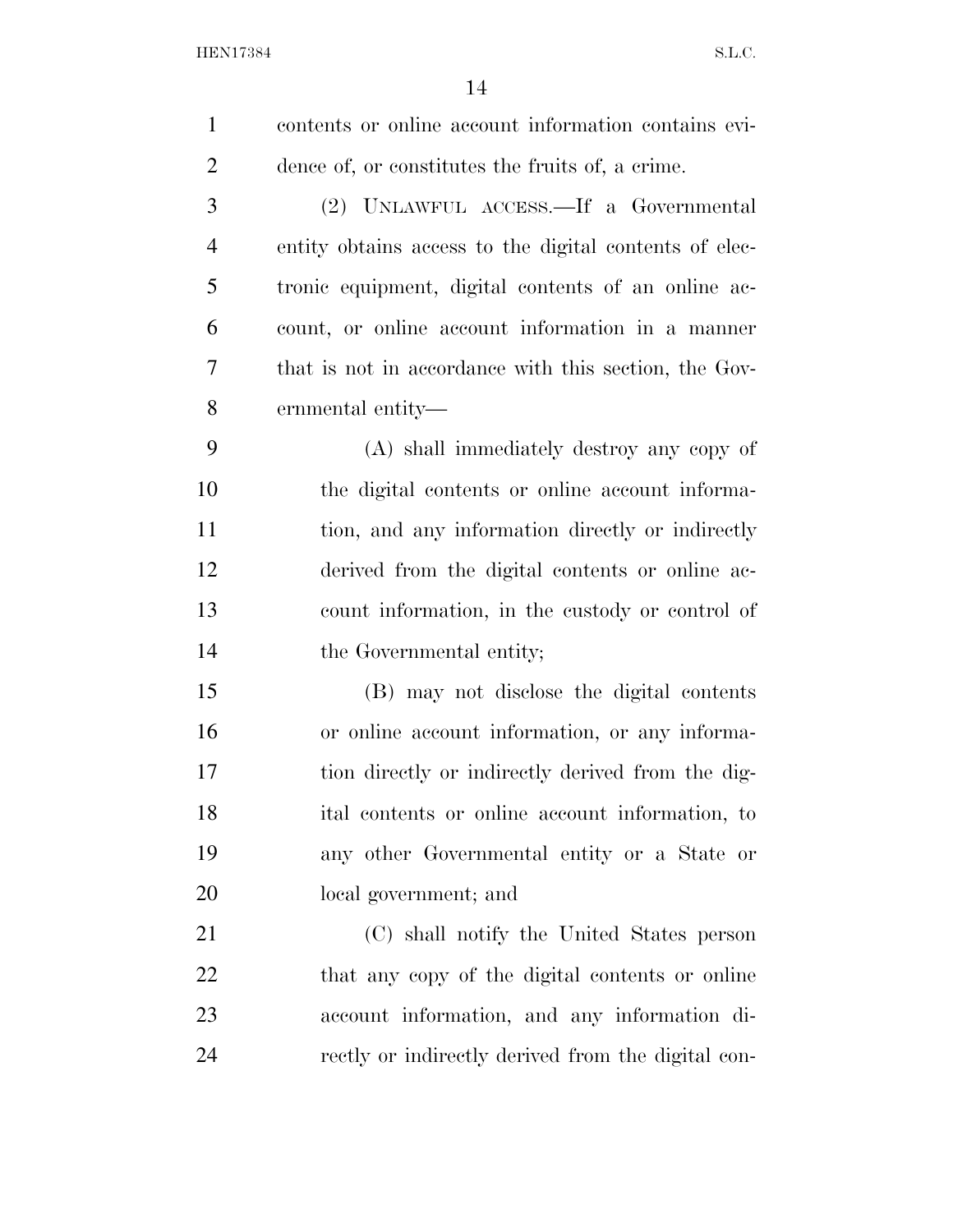contents or online account information contains evidence of, or constitutes the fruits of, a crime.

(2) UNLAWFUL ACCESS.—If a Governmental entity obtains access to the digital contents of electronic equipment, digital contents of an online account, or online account information in a manner that is not in accordance with this section, the Governmental entity—

(A) shall immediately destroy any copy of the digital contents or online account information, and any information directly or indirectly derived from the digital contents or online account information, in the custody or control of the Governmental entity;

(B) may not disclose the digital contents or online account information, or any information directly or indirectly derived from the digital contents or online account information, to any other Governmental entity or a State or local government; and

(C) shall notify the United States person that any copy of the digital contents or online account information, and any information directly or indirectly derived from the digital con-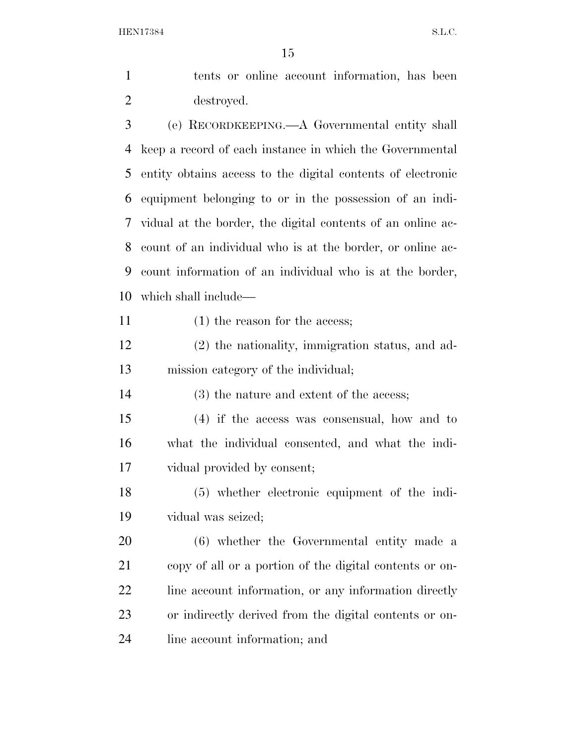tents or online account information, has been destroyed.

(e) RECORDKEEPING.—A Governmental entity shall keep a record of each instance in which the Governmental entity obtains access to the digital contents of electronic equipment belonging to or in the possession of an individual at the border, the digital contents of an online account of an individual who is at the border, or online account information of an individual who is at the border, which shall include—

(1) the reason for the access;

(2) the nationality, immigration status, and admission category of the individual;

(3) the nature and extent of the access;

(4) if the access was consensual, how and to what the individual consented, and what the individual provided by consent;

(5) whether electronic equipment of the individual was seized;

(6) whether the Governmental entity made a copy of all or a portion of the digital contents or online account information, or any information directly or indirectly derived from the digital contents or online account information; and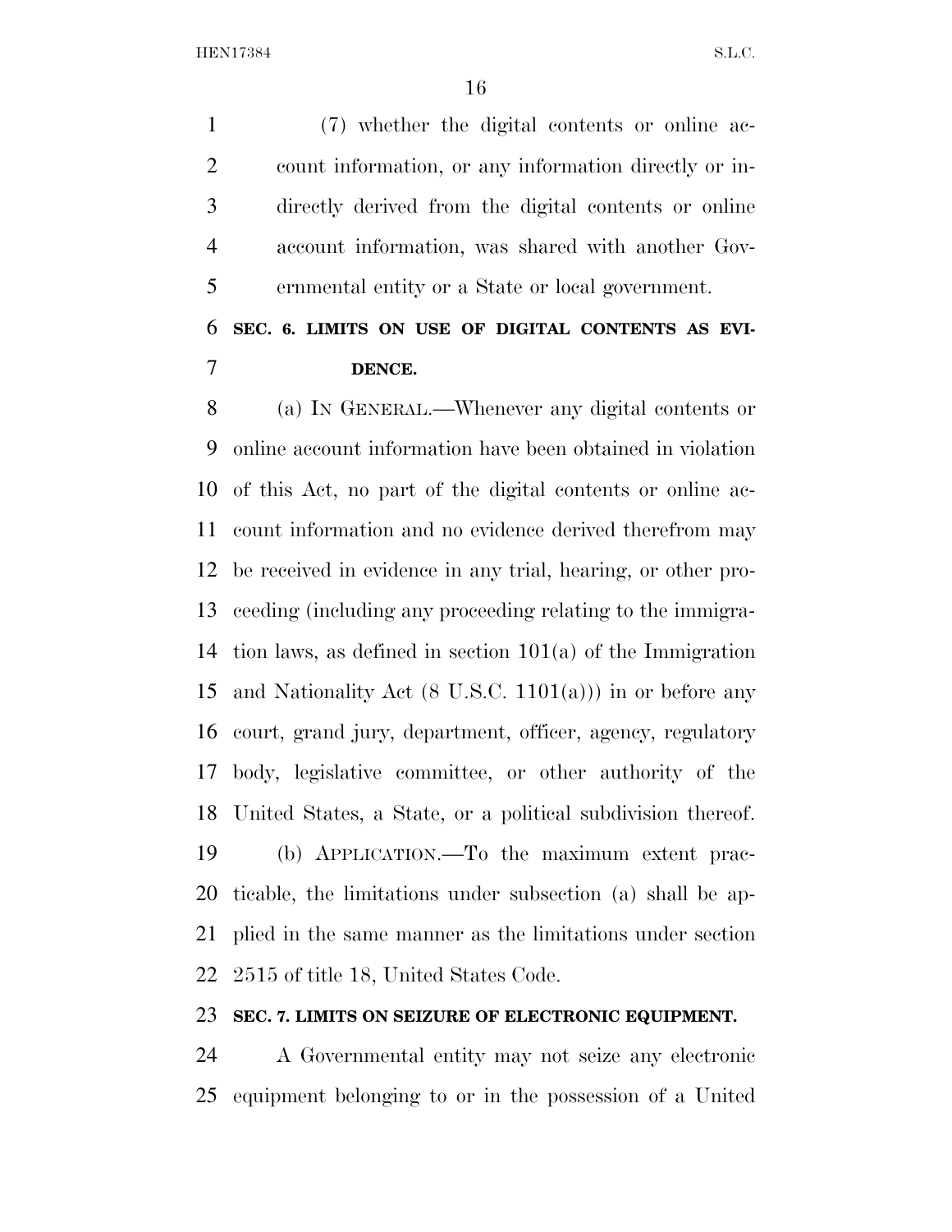(7) whether the digital contents or online account information, or any information directly or indirectly derived from the digital contents or online account information, was shared with another Governmental entity or a State or local government.

**SEC. 6. LIMITS ON USE OF DIGITAL CONTENTS AS EVIDENCE.**

(a) IN GENERAL.—Whenever any digital contents or online account information have been obtained in violation of this Act, no part of the digital contents or online account information and no evidence derived therefrom may be received in evidence in any trial, hearing, or other proceeding (including any proceeding relating to the immigration laws, as defined in section 101(a) of the Immigration and Nationality Act (8 U.S.C. 1101(a))) in or before any court, grand jury, department, officer, agency, regulatory body, legislative committee, or other authority of the United States, a State, or a political subdivision thereof.

(b) APPLICATION.—To the maximum extent practicable, the limitations under subsection (a) shall be applied in the same manner as the limitations under section 2515 of title 18, United States Code.

**SEC. 7. LIMITS ON SEIZURE OF ELECTRONIC EQUIPMENT.**

A Governmental entity may not seize any electronic equipment belonging to or in the possession of a United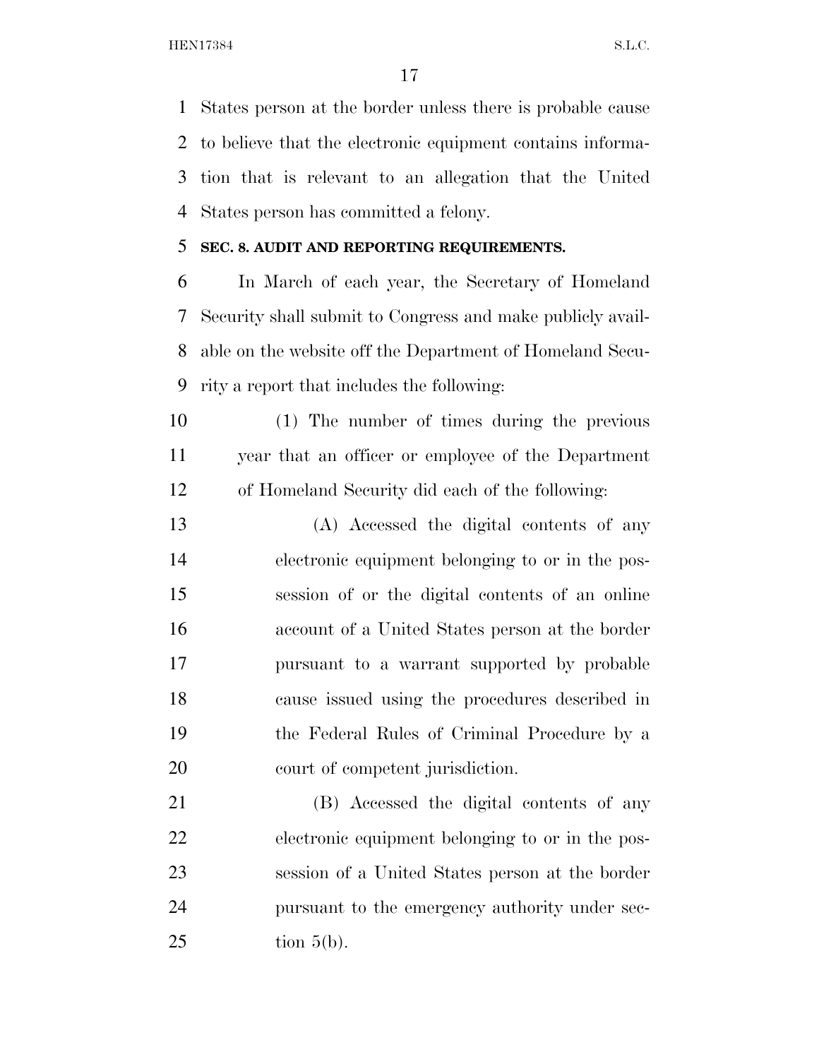States person at the border unless there is probable cause to believe that the electronic equipment contains information that is relevant to an allegation that the United States person has committed a felony.

**SEC. 8. AUDIT AND REPORTING REQUIREMENTS.**

In March of each year, the Secretary of Homeland Security shall submit to Congress and make publicly available on the website off the Department of Homeland Security a report that includes the following:

(1) The number of times during the previous year that an officer or employee of the Department of Homeland Security did each of the following:

(A) Accessed the digital contents of any electronic equipment belonging to or in the possession of or the digital contents of an online account of a United States person at the border pursuant to a warrant supported by probable cause issued using the procedures described in the Federal Rules of Criminal Procedure by a court of competent jurisdiction.

(B) Accessed the digital contents of any electronic equipment belonging to or in the possession of a United States person at the border pursuant to the emergency authority under section 5(b).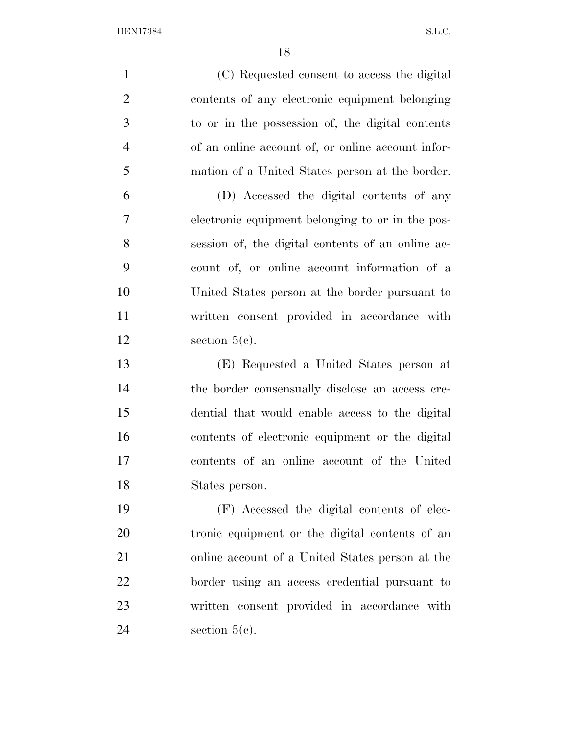(C) Requested consent to access the digital contents of any electronic equipment belonging to or in the possession of, the digital contents of an online account of, or online account information of a United States person at the border.

(D) Accessed the digital contents of any electronic equipment belonging to or in the possession of, the digital contents of an online account of, or online account information of a United States person at the border pursuant to written consent provided in accordance with section 5(c).

(E) Requested a United States person at the border consensually disclose an access credential that would enable access to the digital contents of electronic equipment or the digital contents of an online account of the United States person.

(F) Accessed the digital contents of electronic equipment or the digital contents of an online account of a United States person at the border using an access credential pursuant to written consent provided in accordance with section 5(c).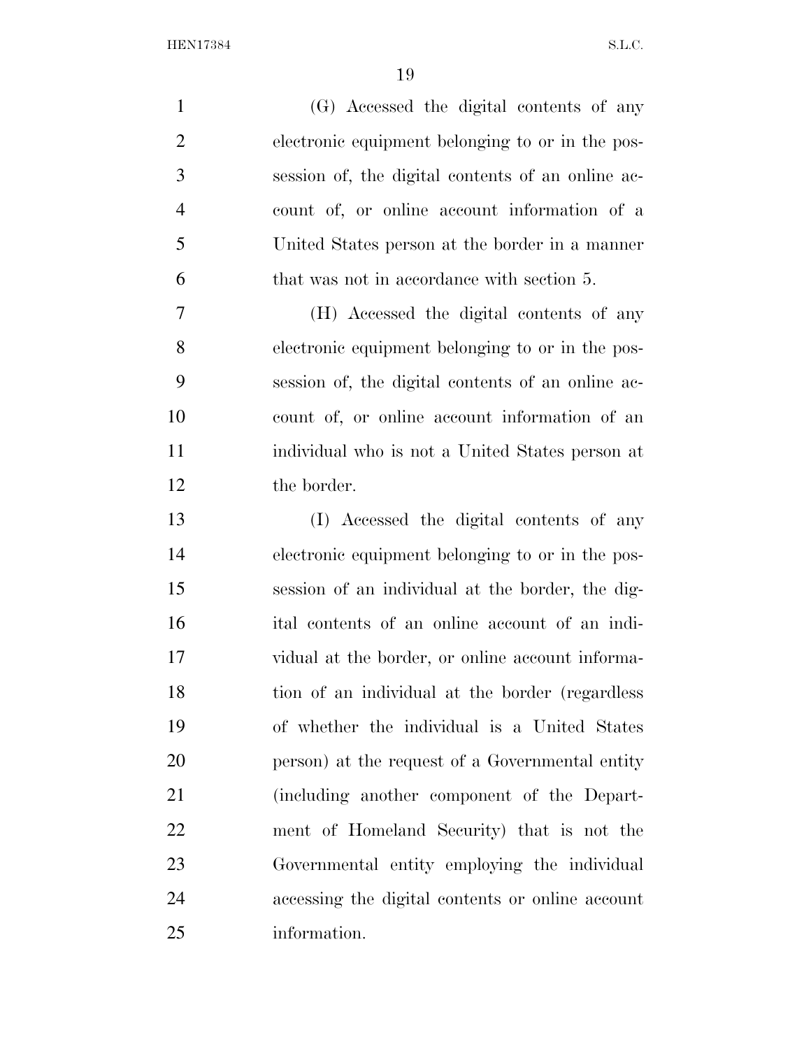(G) Accessed the digital contents of any electronic equipment belonging to or in the possession of, the digital contents of an online account of, or online account information of a United States person at the border in a manner that was not in accordance with section 5.

(H) Accessed the digital contents of any electronic equipment belonging to or in the possession of, the digital contents of an online account of, or online account information of an individual who is not a United States person at the border.

(I) Accessed the digital contents of any electronic equipment belonging to or in the possession of an individual at the border, the digital contents of an online account of an individual at the border, or online account information of an individual at the border (regardless of whether the individual is a United States person) at the request of a Governmental entity (including another component of the Department of Homeland Security) that is not the Governmental entity employing the individual accessing the digital contents or online account information.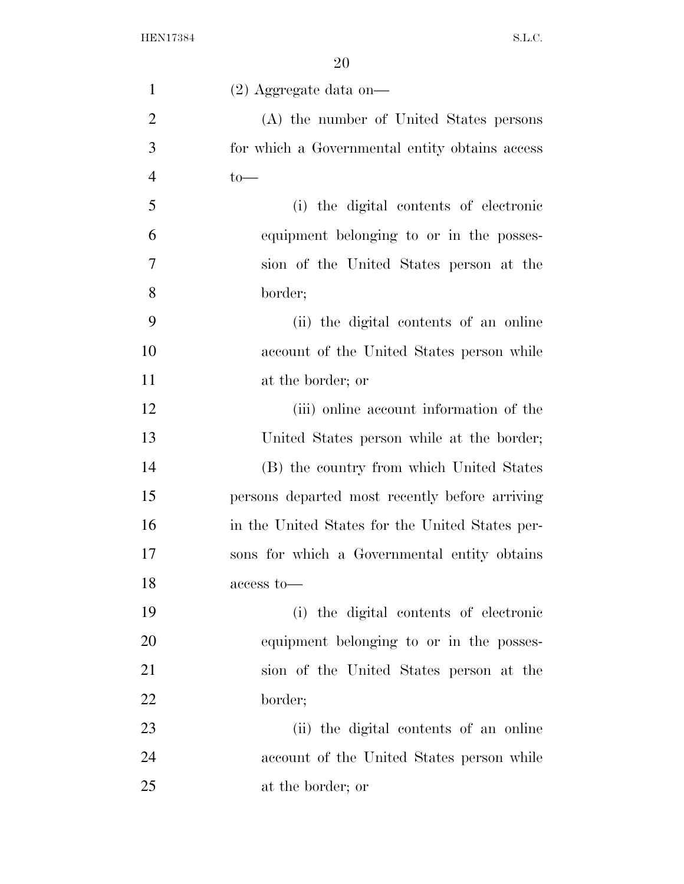(2) Aggregate data on—

(A) the number of United States persons for which a Governmental entity obtains access to—

(i) the digital contents of electronic equipment belonging to or in the possession of the United States person at the border;

(ii) the digital contents of an online account of the United States person while at the border; or

(iii) online account information of the United States person while at the border;

(B) the country from which United States persons departed most recently before arriving in the United States for the United States persons for which a Governmental entity obtains access to—

(i) the digital contents of electronic equipment belonging to or in the possession of the United States person at the border;

(ii) the digital contents of an online account of the United States person while at the border; or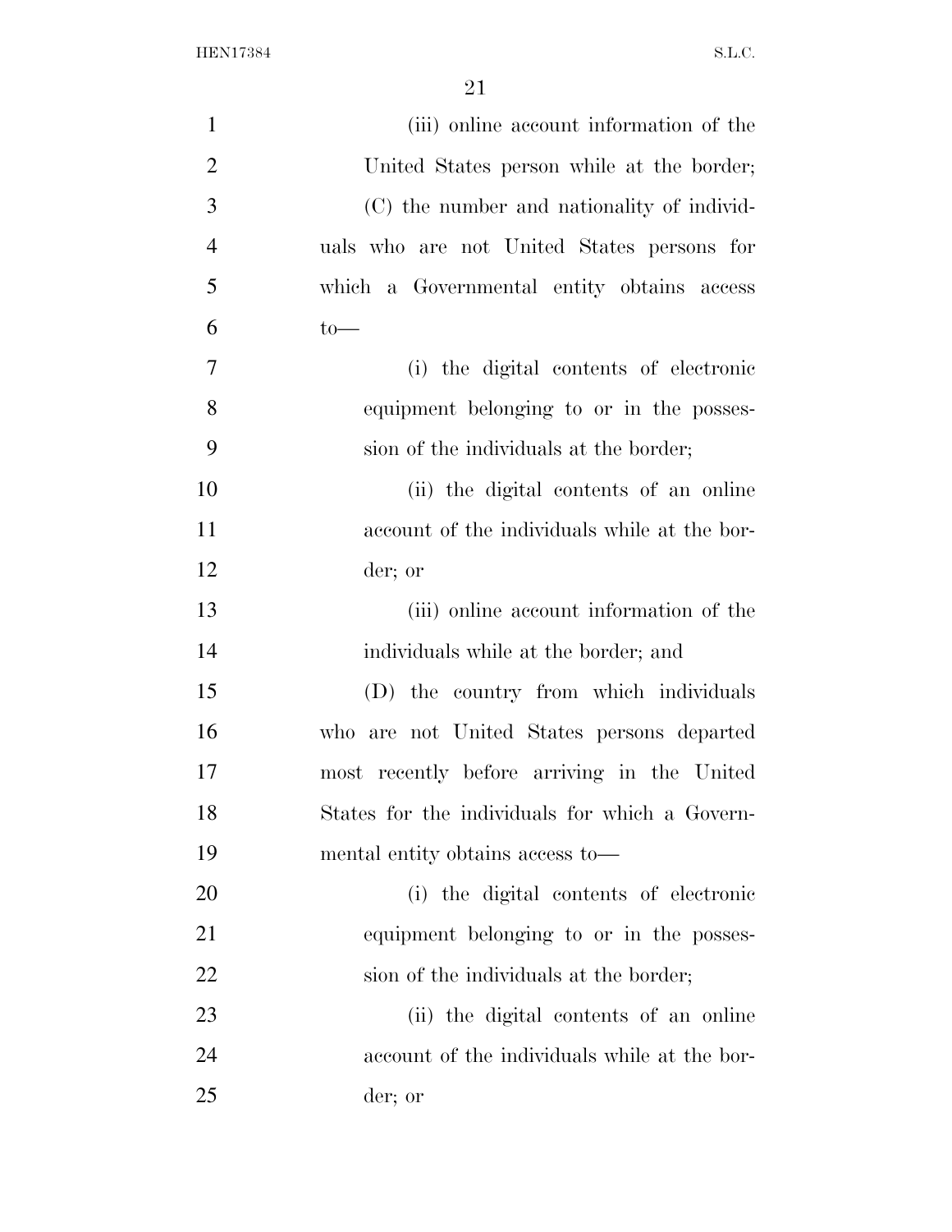(iii) online account information of the United States person while at the border;

(C) the number and nationality of individuals who are not United States persons for which a Governmental entity obtains access to—

(i) the digital contents of electronic equipment belonging to or in the possession of the individuals at the border;

(ii) the digital contents of an online account of the individuals while at the border; or

(iii) online account information of the individuals while at the border; and

(D) the country from which individuals who are not United States persons departed most recently before arriving in the United States for the individuals for which a Governmental entity obtains access to—

(i) the digital contents of electronic equipment belonging to or in the possession of the individuals at the border;

(ii) the digital contents of an online account of the individuals while at the border; or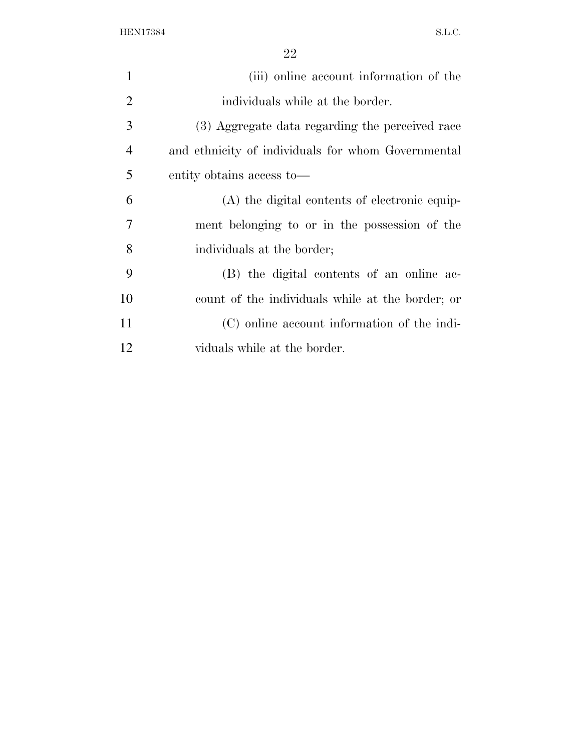(iii) online account information of the individuals while at the border.

(3) Aggregate data regarding the perceived race and ethnicity of individuals for whom Governmental entity obtains access to—

(A) the digital contents of electronic equipment belonging to or in the possession of the individuals at the border;

(B) the digital contents of an online account of the individuals while at the border; or

(C) online account information of the individuals while at the border.